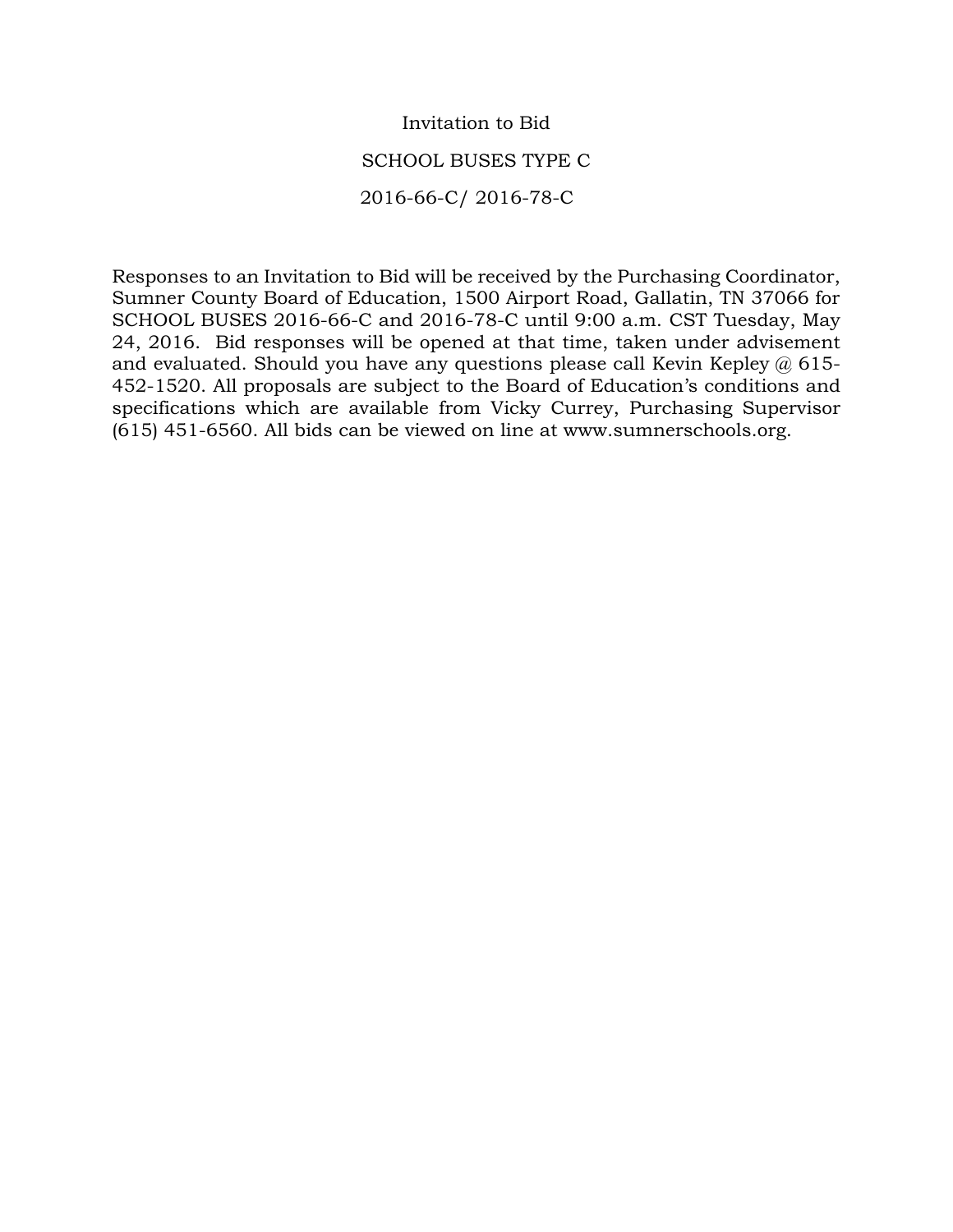# Invitation to Bid

## SCHOOL BUSES TYPE C

## 2016-66-C/ 2016-78-C

Responses to an Invitation to Bid will be received by the Purchasing Coordinator, Sumner County Board of Education, 1500 Airport Road, Gallatin, TN 37066 for SCHOOL BUSES 2016-66-C and 2016-78-C until 9:00 a.m. CST Tuesday, May 24, 2016. Bid responses will be opened at that time, taken under advisement and evaluated. Should you have any questions please call Kevin Kepley @ 615-452-1520. All proposals are subject to the Board of Education's conditions and specifications which are available from Vicky Currey, Purchasing Supervisor (615) 451-6560. All bids can be viewed on line at www.sumnerschools.org.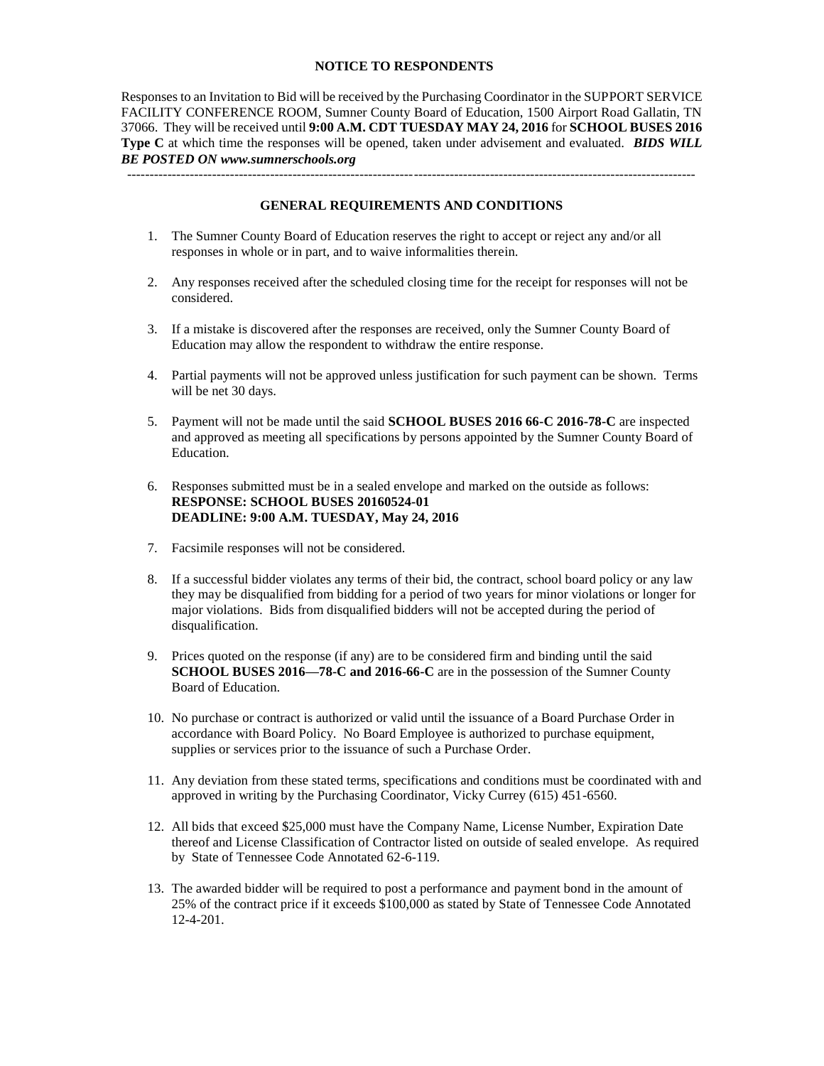## NOTICE TO RESPONDENTS

Responses to an Invitation to Bid will be received by the Purchasing Coordinator in the SUPPORT SERVICE FACILITY CONFERENCE ROOM, Sumner County Board of Education, 1500 Airport Road Gallatin, TN 37066. They will be received until **9:00 A.M. CDT TUESDAY MAY 24, 2016** for **SCHOOL BUSES 2016 Type C** at which time the responses will be opened, taken under advisement and evaluated. ***BIDS WILL BE POSTED ON www.sumnerschools.org***

---

## GENERAL REQUIREMENTS AND CONDITIONS

1. The Sumner County Board of Education reserves the right to accept or reject any and/or all responses in whole or in part, and to waive informalities therein.

2. Any responses received after the scheduled closing time for the receipt for responses will not be considered.

3. If a mistake is discovered after the responses are received, only the Sumner County Board of Education may allow the respondent to withdraw the entire response.

4. Partial payments will not be approved unless justification for such payment can be shown. Terms will be net 30 days.

5. Payment will not be made until the said **SCHOOL BUSES 2016 66-C 2016-78-C** are inspected and approved as meeting all specifications by persons appointed by the Sumner County Board of Education.

6. Responses submitted must be in a sealed envelope and marked on the outside as follows:
   **RESPONSE: SCHOOL BUSES 20160524-01**
   **DEADLINE: 9:00 A.M. TUESDAY, May 24, 2016**

7. Facsimile responses will not be considered.

8. If a successful bidder violates any terms of their bid, the contract, school board policy or any law they may be disqualified from bidding for a period of two years for minor violations or longer for major violations. Bids from disqualified bidders will not be accepted during the period of disqualification.

9. Prices quoted on the response (if any) are to be considered firm and binding until the said **SCHOOL BUSES 2016—78-C and 2016-66-C** are in the possession of the Sumner County Board of Education.

10. No purchase or contract is authorized or valid until the issuance of a Board Purchase Order in accordance with Board Policy. No Board Employee is authorized to purchase equipment, supplies or services prior to the issuance of such a Purchase Order.

11. Any deviation from these stated terms, specifications and conditions must be coordinated with and approved in writing by the Purchasing Coordinator, Vicky Currey (615) 451-6560.

12. All bids that exceed $25,000 must have the Company Name, License Number, Expiration Date thereof and License Classification of Contractor listed on outside of sealed envelope. As required by State of Tennessee Code Annotated 62-6-119.

13. The awarded bidder will be required to post a performance and payment bond in the amount of 25% of the contract price if it exceeds $100,000 as stated by State of Tennessee Code Annotated 12-4-201.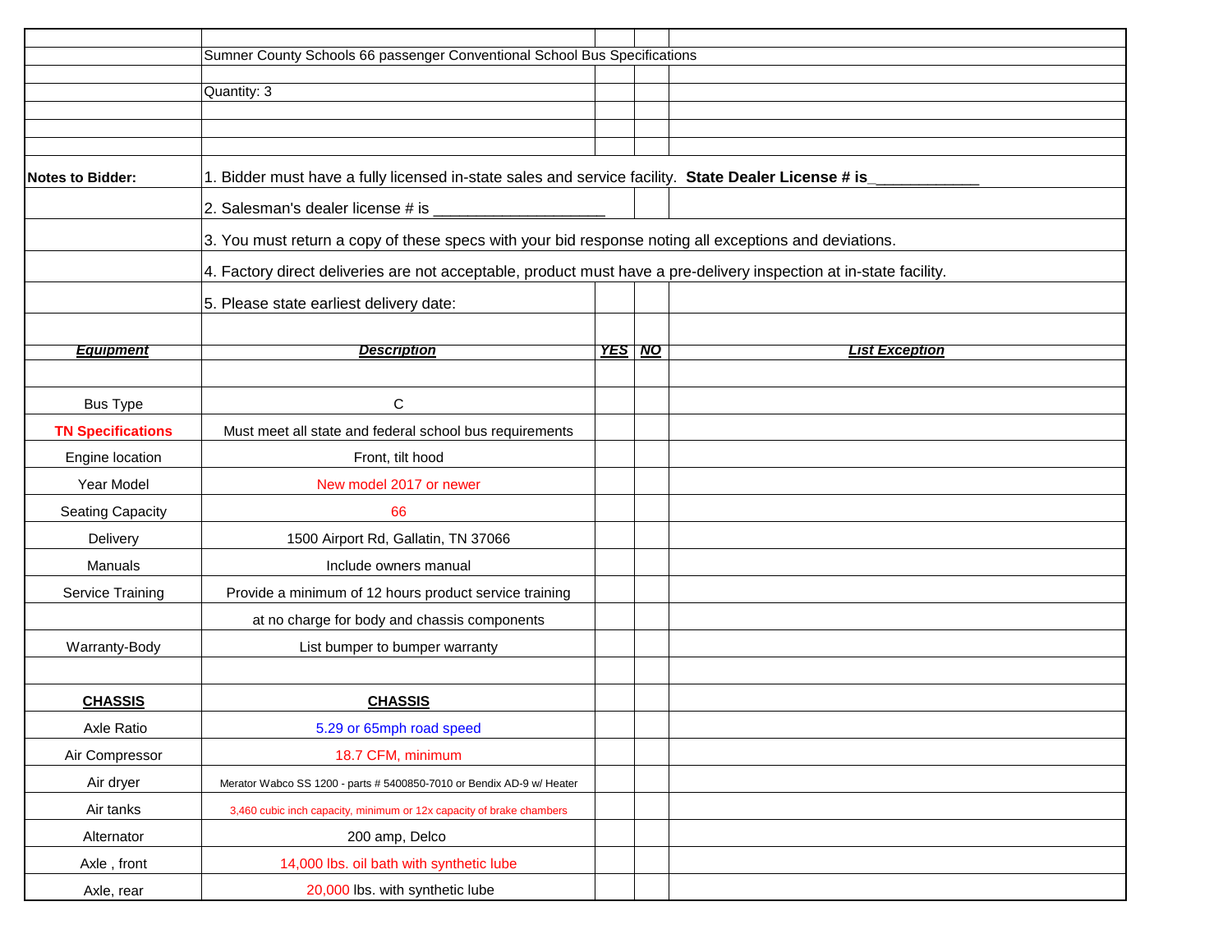Sumner County Schools 66 passenger Conventional School Bus Specifications

Quantity: 3

**Notes to Bidder:**

1. Bidder must have a fully licensed in-state sales and service facility. **State Dealer License # is**_____________
2. Salesman's dealer license # is ____________________
3. You must return a copy of these specs with your bid response noting all exceptions and deviations.
4. Factory direct deliveries are not acceptable, product must have a pre-delivery inspection at in-state facility.
5. Please state earliest delivery date:

| ***Equipment*** | ***Description*** | ***YES*** | ***NO*** | ***List Exception*** |
|---|---|---|---|---|
| Bus Type | C | | | |
| **TN Specifications** | Must meet all state and federal school bus requirements | | | |
| Engine location | Front, tilt hood | | | |
| Year Model | New model 2017 or newer | | | |
| Seating Capacity | 66 | | | |
| Delivery | 1500 Airport Rd, Gallatin, TN 37066 | | | |
| Manuals | Include owners manual | | | |
| Service Training | Provide a minimum of 12 hours product service training | | | |
| | at no charge for body and chassis components | | | |
| Warranty-Body | List bumper to bumper warranty | | | |
| | | | | |
| **CHASSIS** | **CHASSIS** | | | |
| Axle Ratio | 5.29 or 65mph road speed | | | |
| Air Compressor | 18.7 CFM, minimum | | | |
| Air dryer | Merator Wabco SS 1200 - parts # 5400850-7010 or Bendix AD-9 w/ Heater | | | |
| Air tanks | 3,460 cubic inch capacity, minimum or 12x capacity of brake chambers | | | |
| Alternator | 200 amp, Delco | | | |
| Axle , front | 14,000 lbs. oil bath with synthetic lube | | | |
| Axle, rear | 20,000 lbs. with synthetic lube | | | |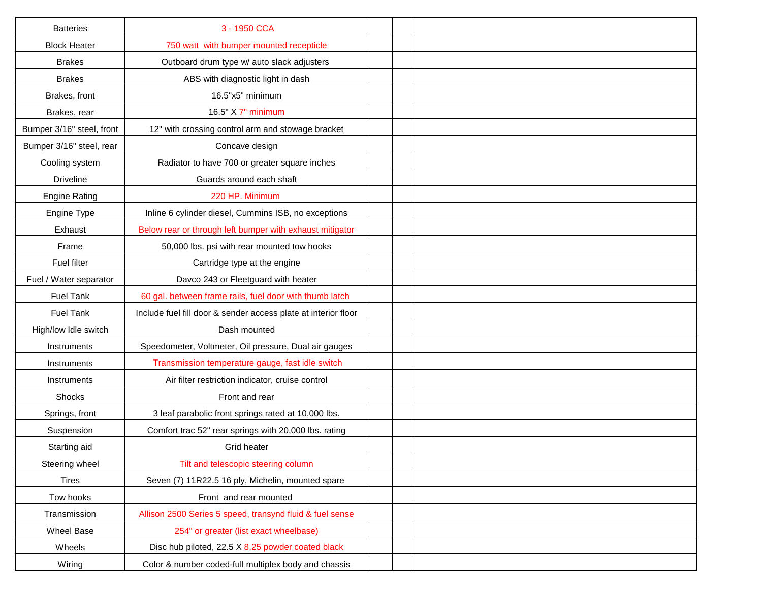| | | | | |
|---|---|---|---|---|
| Batteries | 3 - 1950 CCA | | | |
| Block Heater | 750 watt  with bumper mounted recepticle | | | |
| Brakes | Outboard drum type w/ auto slack adjusters | | | |
| Brakes | ABS with diagnostic light in dash | | | |
| Brakes, front | 16.5"x5" minimum | | | |
| Brakes, rear | 16.5" X 7" minimum | | | |
| Bumper 3/16" steel, front | 12" with crossing control arm and stowage bracket | | | |
| Bumper 3/16" steel, rear | Concave design | | | |
| Cooling system | Radiator to have 700 or greater square inches | | | |
| Driveline | Guards around each shaft | | | |
| Engine Rating | 220 HP. Minimum | | | |
| Engine Type | Inline 6 cylinder diesel, Cummins ISB, no exceptions | | | |
| Exhaust | Below rear or through left bumper with exhaust mitigator | | | |
| Frame | 50,000 lbs. psi with rear mounted tow hooks | | | |
| Fuel filter | Cartridge type at the engine | | | |
| Fuel / Water separator | Davco 243 or Fleetguard with heater | | | |
| Fuel Tank | 60 gal. between frame rails, fuel door with thumb latch | | | |
| Fuel Tank | Include fuel fill door & sender access plate at interior floor | | | |
| High/low Idle switch | Dash mounted | | | |
| Instruments | Speedometer, Voltmeter, Oil pressure, Dual air gauges | | | |
| Instruments | Transmission temperature gauge, fast idle switch | | | |
| Instruments | Air filter restriction indicator, cruise control | | | |
| Shocks | Front and rear | | | |
| Springs, front | 3 leaf parabolic front springs rated at 10,000 lbs. | | | |
| Suspension | Comfort trac 52" rear springs with 20,000 lbs. rating | | | |
| Starting aid | Grid heater | | | |
| Steering wheel | Tilt and telescopic steering column | | | |
| Tires | Seven (7) 11R22.5 16 ply, Michelin, mounted spare | | | |
| Tow hooks | Front  and rear mounted | | | |
| Transmission | Allison 2500 Series 5 speed, transynd fluid & fuel sense | | | |
| Wheel Base | 254" or greater (list exact wheelbase) | | | |
| Wheels | Disc hub piloted, 22.5 X 8.25 powder coated black | | | |
| Wiring | Color & number coded-full multiplex body and chassis | | | |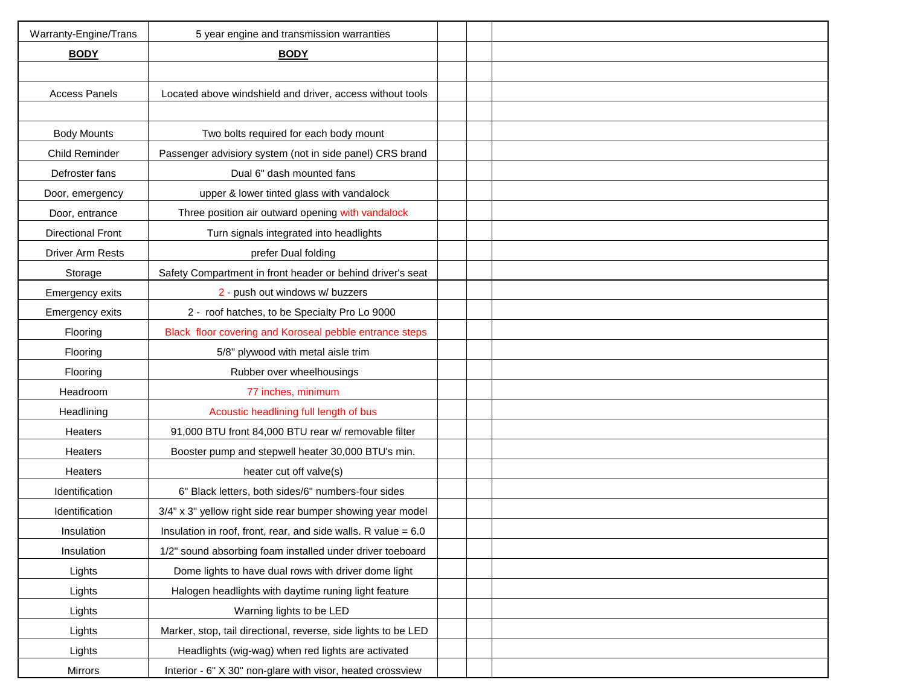| Warranty-Engine/Trans | 5 year engine and transmission warranties | | | |
|---|---|---|---|---|
| **BODY** | **BODY** | | | |
| | | | | |
| Access Panels | Located above windshield and driver, access without tools | | | |
| | | | | |
| Body Mounts | Two bolts required for each body mount | | | |
| Child Reminder | Passenger advisory system (not in side panel) CRS brand | | | |
| Defroster fans | Dual 6" dash mounted fans | | | |
| Door, emergency | upper & lower tinted glass with vandalock | | | |
| Door, entrance | Three position air outward opening with vandalock | | | |
| Directional Front | Turn signals integrated into headlights | | | |
| Driver Arm Rests | prefer Dual folding | | | |
| Storage | Safety Compartment in front header or behind driver's seat | | | |
| Emergency exits | 2 - push out windows w/ buzzers | | | |
| Emergency exits | 2 - roof hatches, to be Specialty Pro Lo 9000 | | | |
| Flooring | Black floor covering and Koroseal pebble entrance steps | | | |
| Flooring | 5/8" plywood with metal aisle trim | | | |
| Flooring | Rubber over wheelhousings | | | |
| Headroom | 77 inches, minimum | | | |
| Headlining | Acoustic headlining full length of bus | | | |
| Heaters | 91,000 BTU front 84,000 BTU rear w/ removable filter | | | |
| Heaters | Booster pump and stepwell heater 30,000 BTU's min. | | | |
| Heaters | heater cut off valve(s) | | | |
| Identification | 6" Black letters, both sides/6" numbers-four sides | | | |
| Identification | 3/4" x 3" yellow right side rear bumper showing year model | | | |
| Insulation | Insulation in roof, front, rear, and side walls. R value = 6.0 | | | |
| Insulation | 1/2" sound absorbing foam installed under driver toeboard | | | |
| Lights | Dome lights to have dual rows with driver dome light | | | |
| Lights | Halogen headlights with daytime runing light feature | | | |
| Lights | Warning lights to be LED | | | |
| Lights | Marker, stop, tail directional, reverse, side lights to be LED | | | |
| Lights | Headlights (wig-wag) when red lights are activated | | | |
| Mirrors | Interior - 6" X 30" non-glare with visor, heated crossview | | | |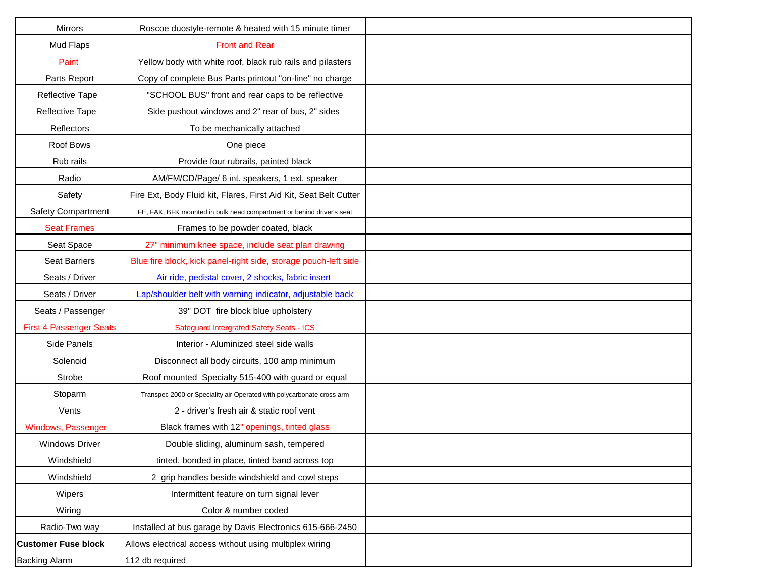| | | | | |
|---|---|---|---|---|
| Mirrors | Roscoe duostyle-remote & heated with 15 minute timer | | | |
| Mud Flaps | Front and Rear | | | |
| Paint | Yellow body with white roof, black rub rails and pilasters | | | |
| Parts Report | Copy of complete Bus Parts printout "on-line" no charge | | | |
| Reflective Tape | "SCHOOL BUS" front and rear caps to be reflective | | | |
| Reflective Tape | Side pushout windows and 2" rear of bus, 2" sides | | | |
| Reflectors | To be mechanically attached | | | |
| Roof Bows | One piece | | | |
| Rub rails | Provide four rubrails, painted black | | | |
| Radio | AM/FM/CD/Page/ 6 int. speakers, 1 ext. speaker | | | |
| Safety | Fire Ext, Body Fluid kit, Flares, First Aid Kit, Seat Belt Cutter | | | |
| Safety Compartment | FE, FAK, BFK mounted in bulk head compartment or behind driver's seat | | | |
| Seat Frames | Frames to be powder coated, black | | | |
| Seat Space | 27" minimum knee space, include seat plan drawing | | | |
| Seat Barriers | Blue fire block, kick panel-right side, storage pouch-left side | | | |
| Seats / Driver | Air ride, pedistal cover, 2 shocks, fabric insert | | | |
| Seats / Driver | Lap/shoulder belt with warning indicator, adjustable back | | | |
| Seats / Passenger | 39" DOT fire block blue upholstery | | | |
| First 4 Passenger Seats | Safeguard Intergrated Safety Seats - ICS | | | |
| Side Panels | Interior - Aluminized steel side walls | | | |
| Solenoid | Disconnect all body circuits, 100 amp minimum | | | |
| Strobe | Roof mounted Specialty 515-400 with guard or equal | | | |
| Stoparm | Transpec 2000 or Speciality air Operated with polycarbonate cross arm | | | |
| Vents | 2 - driver's fresh air & static roof vent | | | |
| Windows, Passenger | Black frames with 12" openings, tinted glass | | | |
| Windows Driver | Double sliding, aluminum sash, tempered | | | |
| Windshield | tinted, bonded in place, tinted band across top | | | |
| Windshield | 2 grip handles beside windshield and cowl steps | | | |
| Wipers | Intermittent feature on turn signal lever | | | |
| Wiring | Color & number coded | | | |
| Radio-Two way | Installed at bus garage by Davis Electronics 615-666-2450 | | | |
| **Customer Fuse block** | Allows electrical access without using multiplex wiring | | | |
| Backing Alarm | 112 db required | | | |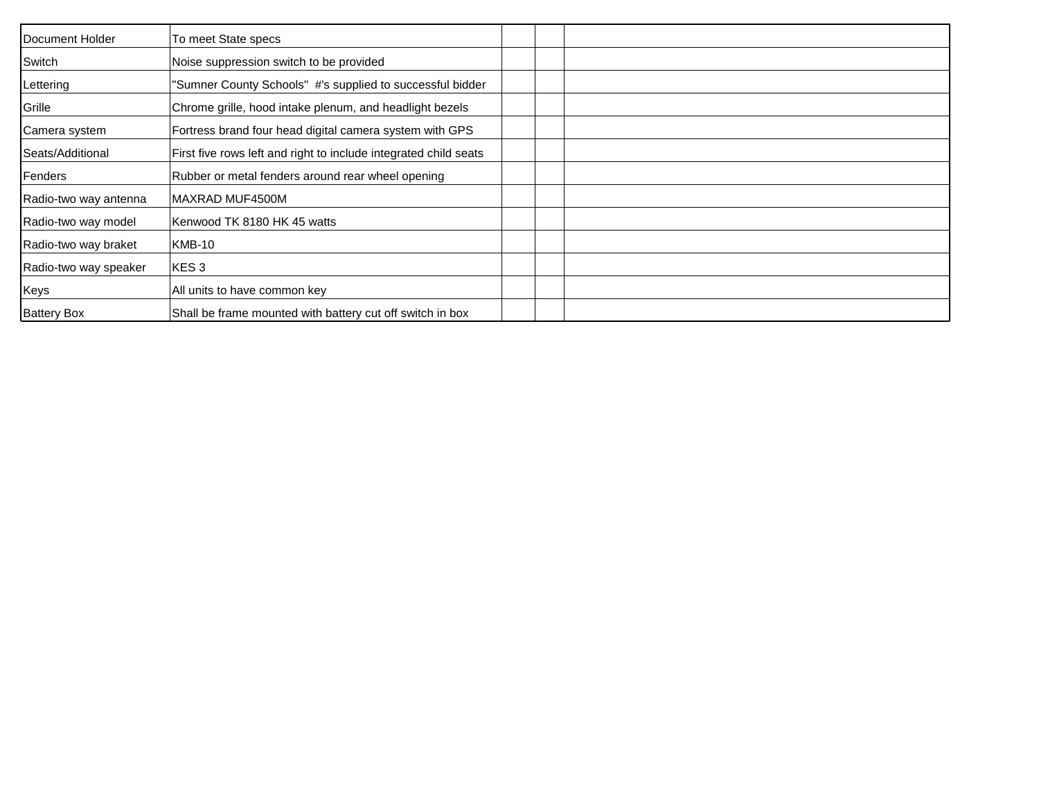| | | | | |
|---|---|---|---|---|
| Document Holder | To meet State specs | | | |
| Switch | Noise suppression switch to be provided | | | |
| Lettering | "Sumner County Schools"  #'s supplied to successful bidder | | | |
| Grille | Chrome grille, hood intake plenum, and headlight bezels | | | |
| Camera system | Fortress brand four head digital camera system with GPS | | | |
| Seats/Additional | First five rows left and right to include integrated child seats | | | |
| Fenders | Rubber or metal fenders around rear wheel opening | | | |
| Radio-two way antenna | MAXRAD MUF4500M | | | |
| Radio-two way model | Kenwood TK 8180 HK 45 watts | | | |
| Radio-two way braket | KMB-10 | | | |
| Radio-two way speaker | KES 3 | | | |
| Keys | All units to have common key | | | |
| Battery Box | Shall be frame mounted with battery cut off switch in box | | | |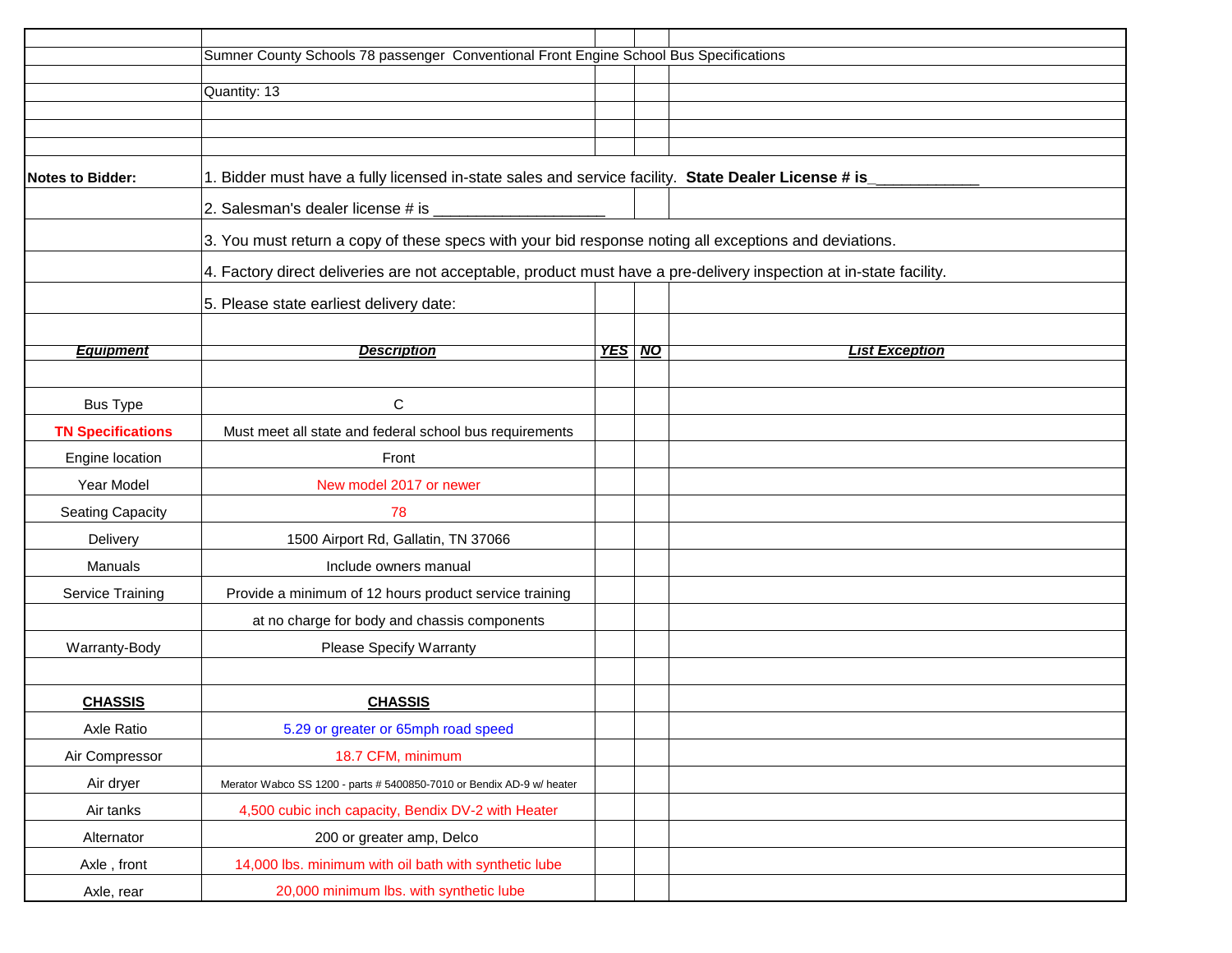Sumner County Schools 78 passenger Conventional Front Engine School Bus Specifications

Quantity: 13

**Notes to Bidder:**

1. Bidder must have a fully licensed in-state sales and service facility. **State Dealer License # is**_____________
2. Salesman's dealer license # is ____________________
3. You must return a copy of these specs with your bid response noting all exceptions and deviations.
4. Factory direct deliveries are not acceptable, product must have a pre-delivery inspection at in-state facility.
5. Please state earliest delivery date:

| ***Equipment*** | ***Description*** | ***YES*** | ***NO*** | ***List Exception*** |
|---|---|---|---|---|
| Bus Type | C | | | |
| **TN Specifications** | Must meet all state and federal school bus requirements | | | |
| Engine location | Front | | | |
| Year Model | New model 2017 or newer | | | |
| Seating Capacity | 78 | | | |
| Delivery | 1500 Airport Rd, Gallatin, TN 37066 | | | |
| Manuals | Include owners manual | | | |
| Service Training | Provide a minimum of 12 hours product service training | | | |
| | at no charge for body and chassis components | | | |
| Warranty-Body | Please Specify Warranty | | | |
| | | | | |
| **CHASSIS** | **CHASSIS** | | | |
| Axle Ratio | 5.29 or greater or 65mph road speed | | | |
| Air Compressor | 18.7 CFM, minimum | | | |
| Air dryer | Merator Wabco SS 1200 - parts # 5400850-7010 or Bendix AD-9 w/ heater | | | |
| Air tanks | 4,500 cubic inch capacity, Bendix DV-2 with Heater | | | |
| Alternator | 200 or greater amp, Delco | | | |
| Axle , front | 14,000 lbs. minimum with oil bath with synthetic lube | | | |
| Axle, rear | 20,000 minimum lbs. with synthetic lube | | | |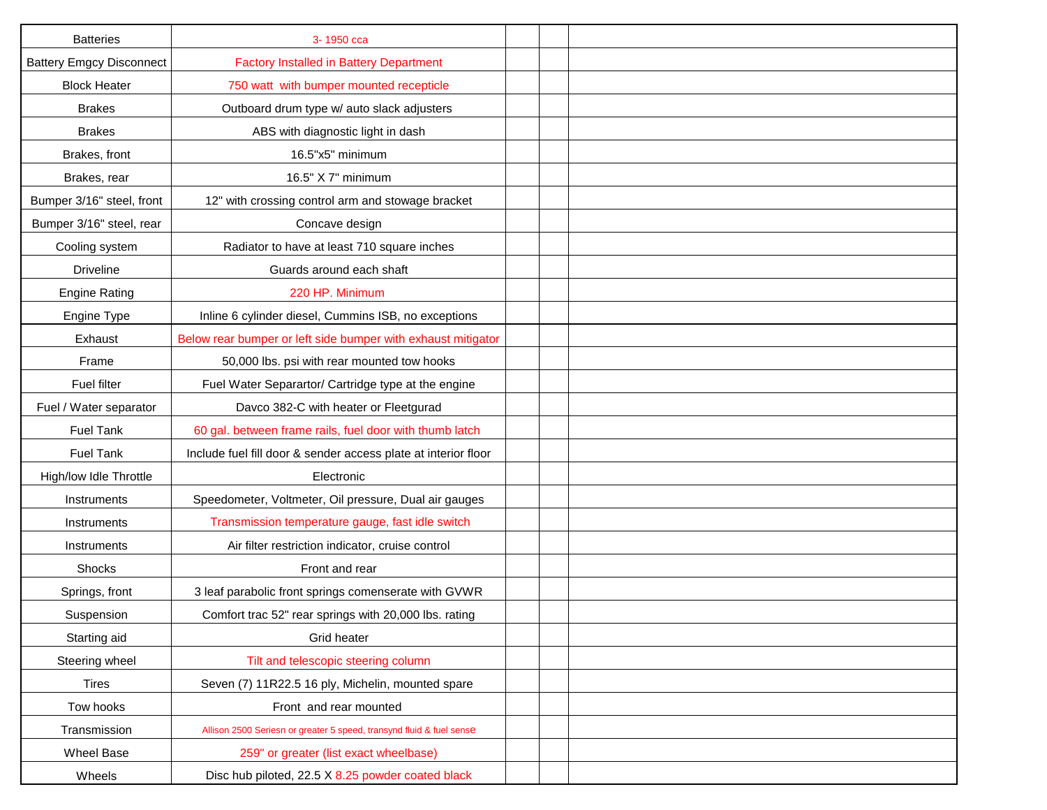| | | | | |
|---|---|---|---|---|
| Batteries | 3- 1950 cca | | | |
| Battery Emgcy Disconnect | Factory Installed in Battery Department | | | |
| Block Heater | 750 watt with bumper mounted recepticle | | | |
| Brakes | Outboard drum type w/ auto slack adjusters | | | |
| Brakes | ABS with diagnostic light in dash | | | |
| Brakes, front | 16.5"x5" minimum | | | |
| Brakes, rear | 16.5" X 7" minimum | | | |
| Bumper 3/16" steel, front | 12" with crossing control arm and stowage bracket | | | |
| Bumper 3/16" steel, rear | Concave design | | | |
| Cooling system | Radiator to have at least 710 square inches | | | |
| Driveline | Guards around each shaft | | | |
| Engine Rating | 220 HP. Minimum | | | |
| Engine Type | Inline 6 cylinder diesel, Cummins ISB, no exceptions | | | |
| Exhaust | Below rear bumper or left side bumper with exhaust mitigator | | | |
| Frame | 50,000 lbs. psi with rear mounted tow hooks | | | |
| Fuel filter | Fuel Water Separartor/ Cartridge type at the engine | | | |
| Fuel / Water separator | Davco 382-C with heater or Fleetgurad | | | |
| Fuel Tank | 60 gal. between frame rails, fuel door with thumb latch | | | |
| Fuel Tank | Include fuel fill door & sender access plate at interior floor | | | |
| High/low Idle Throttle | Electronic | | | |
| Instruments | Speedometer, Voltmeter, Oil pressure, Dual air gauges | | | |
| Instruments | Transmission temperature gauge, fast idle switch | | | |
| Instruments | Air filter restriction indicator, cruise control | | | |
| Shocks | Front and rear | | | |
| Springs, front | 3 leaf parabolic front springs comenserate with GVWR | | | |
| Suspension | Comfort trac 52" rear springs with 20,000 lbs. rating | | | |
| Starting aid | Grid heater | | | |
| Steering wheel | Tilt and telescopic steering column | | | |
| Tires | Seven (7) 11R22.5 16 ply, Michelin, mounted spare | | | |
| Tow hooks | Front and rear mounted | | | |
| Transmission | Allison 2500 Seriesn or greater 5 speed, transynd fluid & fuel sense | | | |
| Wheel Base | 259" or greater (list exact wheelbase) | | | |
| Wheels | Disc hub piloted, 22.5 X 8.25 powder coated black | | | |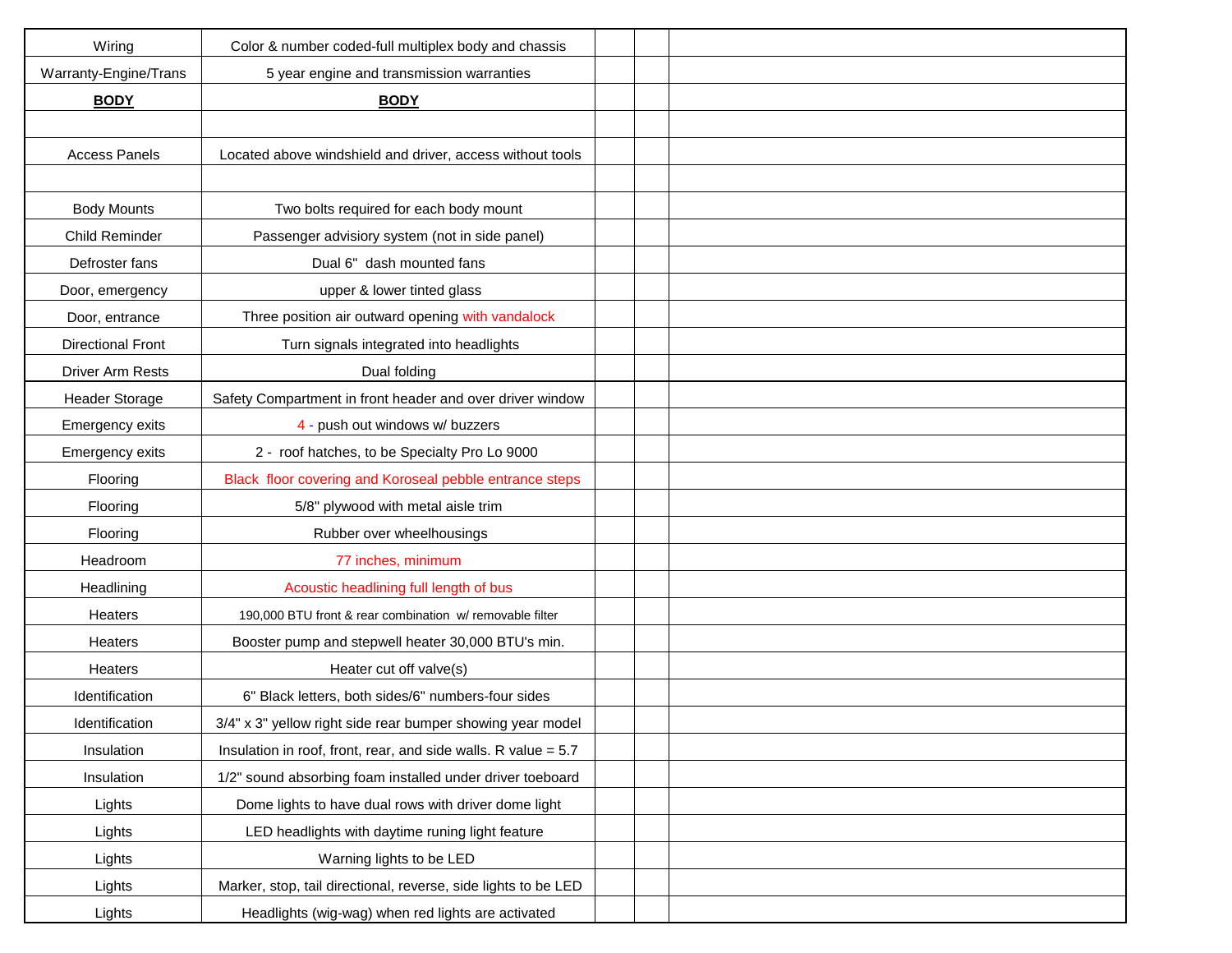| Wiring | Color & number coded-full multiplex body and chassis | | | |
|---|---|---|---|---|
| Warranty-Engine/Trans | 5 year engine and transmission warranties | | | |
| **BODY** | **BODY** | | | |
| | | | | |
| Access Panels | Located above windshield and driver, access without tools | | | |
| | | | | |
| Body Mounts | Two bolts required for each body mount | | | |
| Child Reminder | Passenger advisiory system (not in side panel) | | | |
| Defroster fans | Dual 6" dash mounted fans | | | |
| Door, emergency | upper & lower tinted glass | | | |
| Door, entrance | Three position air outward opening with vandalock | | | |
| Directional Front | Turn signals integrated into headlights | | | |
| Driver Arm Rests | Dual folding | | | |
| Header Storage | Safety Compartment in front header and over driver window | | | |
| Emergency exits | 4 - push out windows w/ buzzers | | | |
| Emergency exits | 2 - roof hatches, to be Specialty Pro Lo 9000 | | | |
| Flooring | Black floor covering and Koroseal pebble entrance steps | | | |
| Flooring | 5/8" plywood with metal aisle trim | | | |
| Flooring | Rubber over wheelhousings | | | |
| Headroom | 77 inches, minimum | | | |
| Headlining | Acoustic headlining full length of bus | | | |
| Heaters | 190,000 BTU front & rear combination w/ removable filter | | | |
| Heaters | Booster pump and stepwell heater 30,000 BTU's min. | | | |
| Heaters | Heater cut off valve(s) | | | |
| Identification | 6" Black letters, both sides/6" numbers-four sides | | | |
| Identification | 3/4" x 3" yellow right side rear bumper showing year model | | | |
| Insulation | Insulation in roof, front, rear, and side walls. R value = 5.7 | | | |
| Insulation | 1/2" sound absorbing foam installed under driver toeboard | | | |
| Lights | Dome lights to have dual rows with driver dome light | | | |
| Lights | LED headlights with daytime runing light feature | | | |
| Lights | Warning lights to be LED | | | |
| Lights | Marker, stop, tail directional, reverse, side lights to be LED | | | |
| Lights | Headlights (wig-wag) when red lights are activated | | | |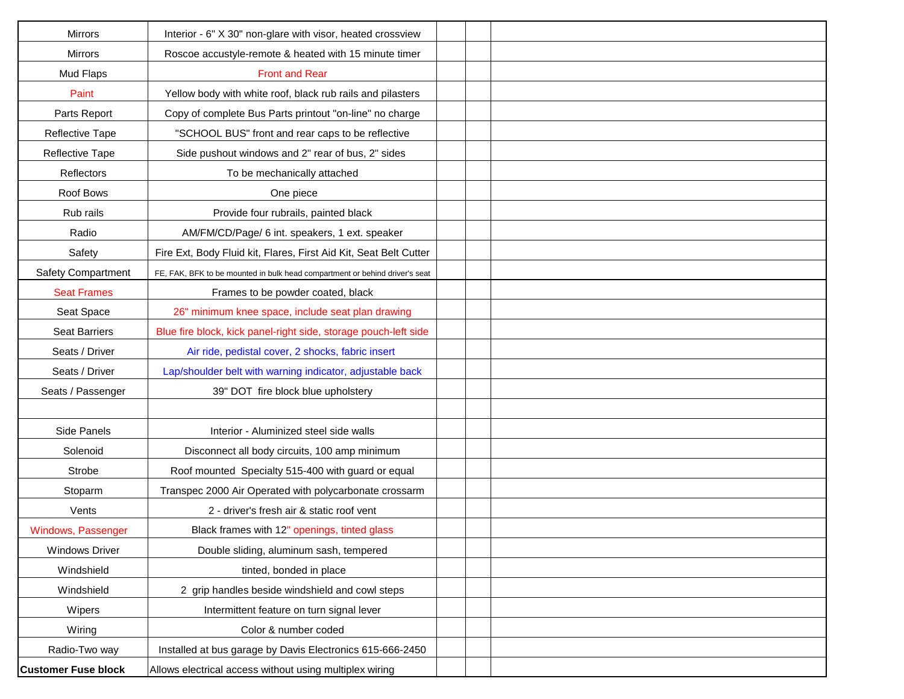| | | | | |
|---|---|---|---|---|
| Mirrors | Interior - 6" X 30" non-glare with visor, heated crossview | | | |
| Mirrors | Roscoe accustyle-remote & heated with 15 minute timer | | | |
| Mud Flaps | Front and Rear | | | |
| Paint | Yellow body with white roof, black rub rails and pilasters | | | |
| Parts Report | Copy of complete Bus Parts printout "on-line" no charge | | | |
| Reflective Tape | "SCHOOL BUS" front and rear caps to be reflective | | | |
| Reflective Tape | Side pushout windows and 2" rear of bus, 2" sides | | | |
| Reflectors | To be mechanically attached | | | |
| Roof Bows | One piece | | | |
| Rub rails | Provide four rubrails, painted black | | | |
| Radio | AM/FM/CD/Page/ 6 int. speakers, 1 ext. speaker | | | |
| Safety | Fire Ext, Body Fluid kit, Flares, First Aid Kit, Seat Belt Cutter | | | |
| Safety Compartment | FE, FAK, BFK to be mounted in bulk head compartment or behind driver's seat | | | |
| Seat Frames | Frames to be powder coated, black | | | |
| Seat Space | 26" minimum knee space, include seat plan drawing | | | |
| Seat Barriers | Blue fire block, kick panel-right side, storage pouch-left side | | | |
| Seats / Driver | Air ride, pedistal cover, 2 shocks, fabric insert | | | |
| Seats / Driver | Lap/shoulder belt with warning indicator, adjustable back | | | |
| Seats / Passenger | 39" DOT fire block blue upholstery | | | |
| | | | | |
| Side Panels | Interior - Aluminized steel side walls | | | |
| Solenoid | Disconnect all body circuits, 100 amp minimum | | | |
| Strobe | Roof mounted Specialty 515-400 with guard or equal | | | |
| Stoparm | Transpec 2000 Air Operated with polycarbonate crossarm | | | |
| Vents | 2 - driver's fresh air & static roof vent | | | |
| Windows, Passenger | Black frames with 12" openings, tinted glass | | | |
| Windows Driver | Double sliding, aluminum sash, tempered | | | |
| Windshield | tinted, bonded in place | | | |
| Windshield | 2 grip handles beside windshield and cowl steps | | | |
| Wipers | Intermittent feature on turn signal lever | | | |
| Wiring | Color & number coded | | | |
| Radio-Two way | Installed at bus garage by Davis Electronics 615-666-2450 | | | |
| **Customer Fuse block** | Allows electrical access without using multiplex wiring | | | |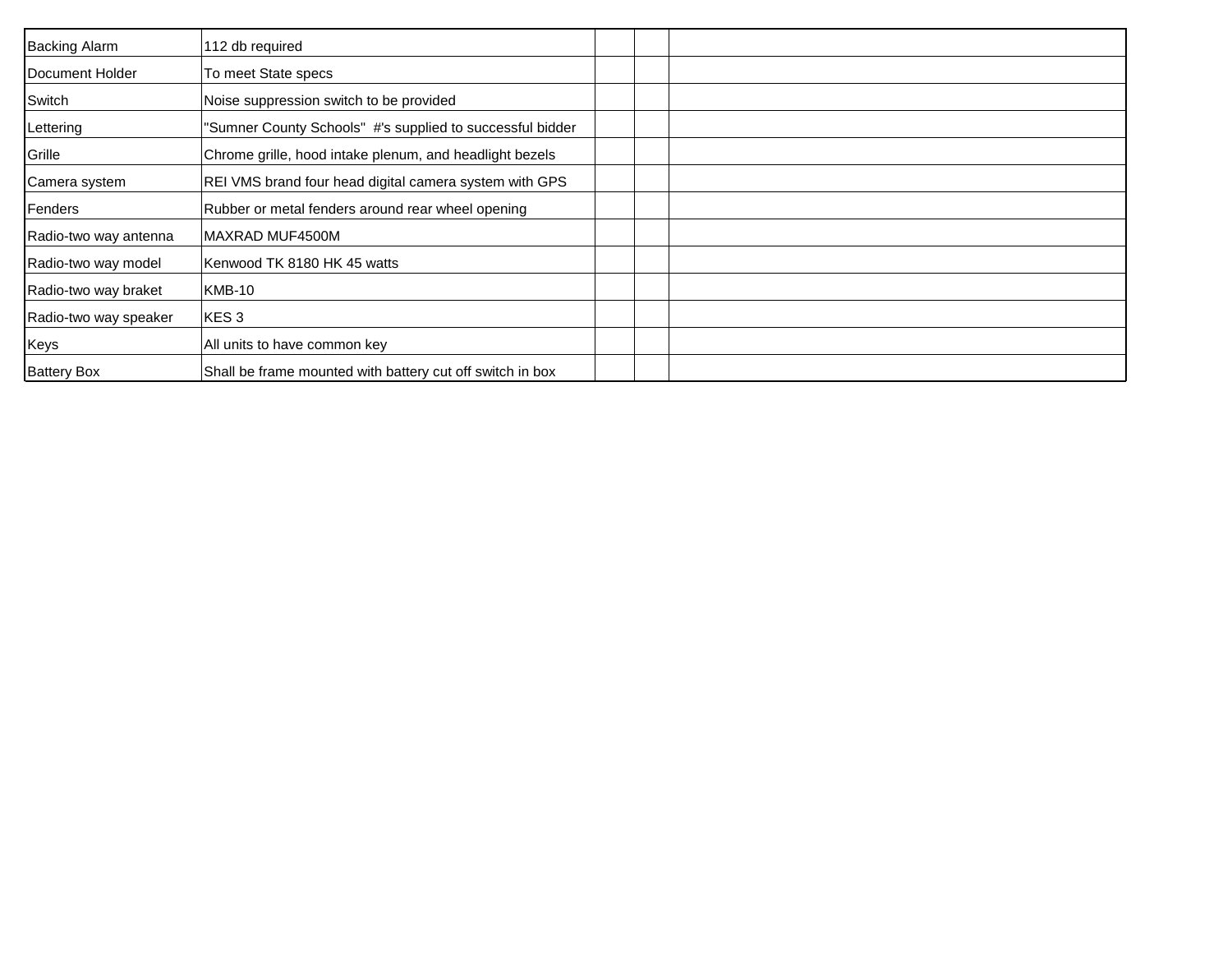| | | | | |
|---|---|---|---|---|
| Backing Alarm | 112 db required | | | |
| Document Holder | To meet State specs | | | |
| Switch | Noise suppression switch to be provided | | | |
| Lettering | "Sumner County Schools" #'s supplied to successful bidder | | | |
| Grille | Chrome grille, hood intake plenum, and headlight bezels | | | |
| Camera system | REI VMS brand four head digital camera system with GPS | | | |
| Fenders | Rubber or metal fenders around rear wheel opening | | | |
| Radio-two way antenna | MAXRAD MUF4500M | | | |
| Radio-two way model | Kenwood TK 8180 HK 45 watts | | | |
| Radio-two way braket | KMB-10 | | | |
| Radio-two way speaker | KES 3 | | | |
| Keys | All units to have common key | | | |
| Battery Box | Shall be frame mounted with battery cut off switch in box | | | |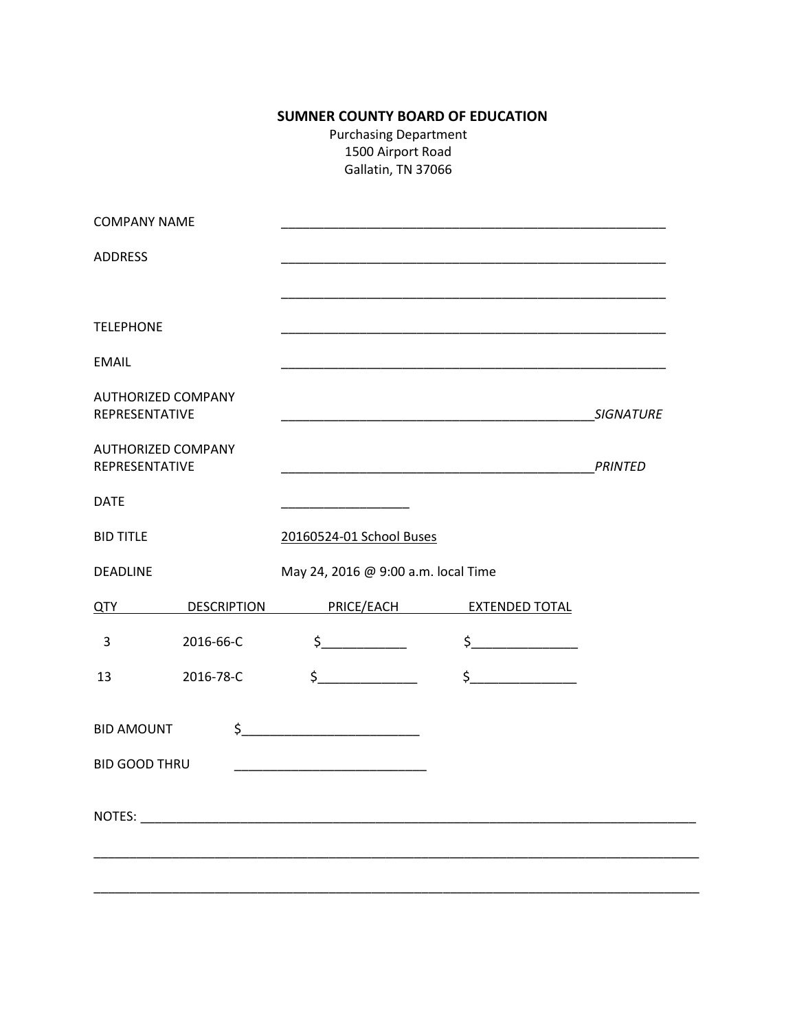**SUMNER COUNTY BOARD OF EDUCATION**

Purchasing Department
1500 Airport Road
Gallatin, TN 37066

COMPANY NAME ______________________________________________________

ADDRESS ______________________________________________________

______________________________________________________

TELEPHONE ______________________________________________________

EMAIL ______________________________________________________

AUTHORIZED COMPANY REPRESENTATIVE ____________________________________________*SIGNATURE*

AUTHORIZED COMPANY REPRESENTATIVE ____________________________________________*PRINTED*

DATE _________________

BID TITLE 20160524-01 School Buses

DEADLINE May 24, 2016 @ 9:00 a.m. local Time

| QTY | DESCRIPTION | PRICE/EACH | EXTENDED TOTAL |
|---|---|---|---|
| 3 | 2016-66-C | $___________ | $______________ |
| 13 | 2016-78-C | $_____________ | $______________ |

BID AMOUNT $________________________

BID GOOD THRU __________________________

NOTES: ____________________________________________________________________________

____________________________________________________________________________________

____________________________________________________________________________________